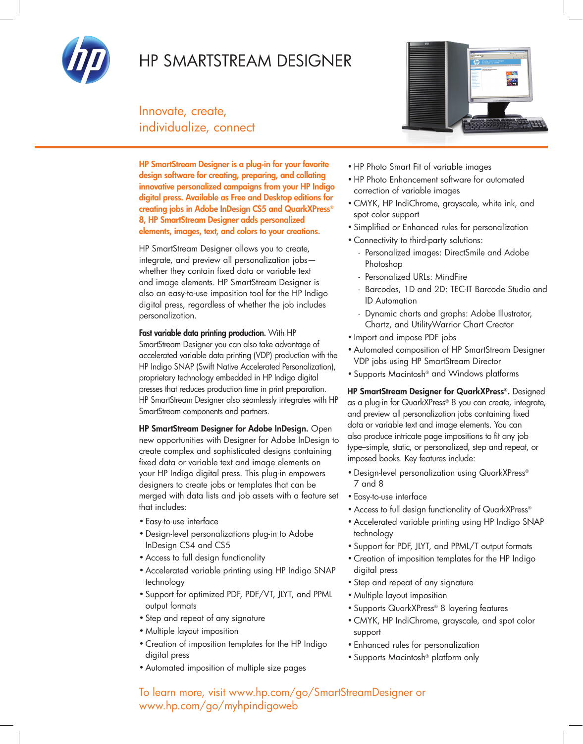# HP SMARTSTREAM DESIGNER

## Innovate, create, individualize, connect

**HP SmartStream Designer is a plug-in for your favorite design software for creating, preparing, and collating innovative personalized campaigns from your HP Indigo digital press. Available as Free and Desktop editions for creating jobs in Adobe InDesign CS5 and QuarkXPress® 8, HP SmartStream Designer adds personalized elements, images, text, and colors to your creations.**

HP SmartStream Designer allows you to create, integrate, and preview all personalization jobs—whether they contain fixed data or variable text and image elements. HP SmartStream Designer is also an easy-to-use imposition tool for the HP Indigo digital press, regardless of whether the job includes personalization.

**Fast variable data printing production.** With HP SmartStream Designer you can also take advantage of accelerated variable data printing (VDP) production with the HP Indigo SNAP (Swift Native Accelerated Personalization), proprietary technology embedded in HP Indigo digital presses that reduces production time in print preparation. HP SmartStream Designer also seamlessly integrates with HP SmartStream components and partners.

**HP SmartStream Designer for Adobe InDesign.** Open new opportunities with Designer for Adobe InDesign to create complex and sophisticated designs containing fixed data or variable text and image elements on your HP Indigo digital press. This plug-in empowers designers to create jobs or templates that can be merged with data lists and job assets with a feature set that includes:

- Easy-to-use interface
- Design-level personalizations plug-in to Adobe InDesign CS4 and CS5
- Access to full design functionality
- Accelerated variable printing using HP Indigo SNAP technology
- Support for optimized PDF, PDF/VT, JLYT, and PPML output formats
- Step and repeat of any signature
- Multiple layout imposition
- Creation of imposition templates for the HP Indigo digital press
- Automated imposition of multiple size pages
- HP Photo Smart Fit of variable images
- HP Photo Enhancement software for automated correction of variable images
- CMYK, HP IndiChrome, grayscale, white ink, and spot color support
- Simplified or Enhanced rules for personalization
- Connectivity to third-party solutions:
  - Personalized images: DirectSmile and Adobe Photoshop
  - Personalized URLs: MindFire
  - Barcodes, 1D and 2D: TEC-IT Barcode Studio and ID Automation
  - Dynamic charts and graphs: Adobe Illustrator, Chartz, and UtilityWarrior Chart Creator
- Import and impose PDF jobs
- Automated composition of HP SmartStream Designer VDP jobs using HP SmartStream Director
- Supports Macintosh® and Windows platforms

**HP SmartStream Designer for QuarkXPress®.** Designed as a plug-in for QuarkXPress® 8 you can create, integrate, and preview all personalization jobs containing fixed data or variable text and image elements. You can also produce intricate page impositions to fit any job type–simple, static, or personalized, step and repeat, or imposed books. Key features include:

- Design-level personalization using QuarkXPress® 7 and 8
- Easy-to-use interface
- Access to full design functionality of QuarkXPress®
- Accelerated variable printing using HP Indigo SNAP technology
- Support for PDF, JLYT, and PPML/T output formats
- Creation of imposition templates for the HP Indigo digital press
- Step and repeat of any signature
- Multiple layout imposition
- Supports QuarkXPress® 8 layering features
- CMYK, HP IndiChrome, grayscale, and spot color support
- Enhanced rules for personalization
- Supports Macintosh® platform only

To learn more, visit www.hp.com/go/SmartStreamDesigner or www.hp.com/go/myhpindigoweb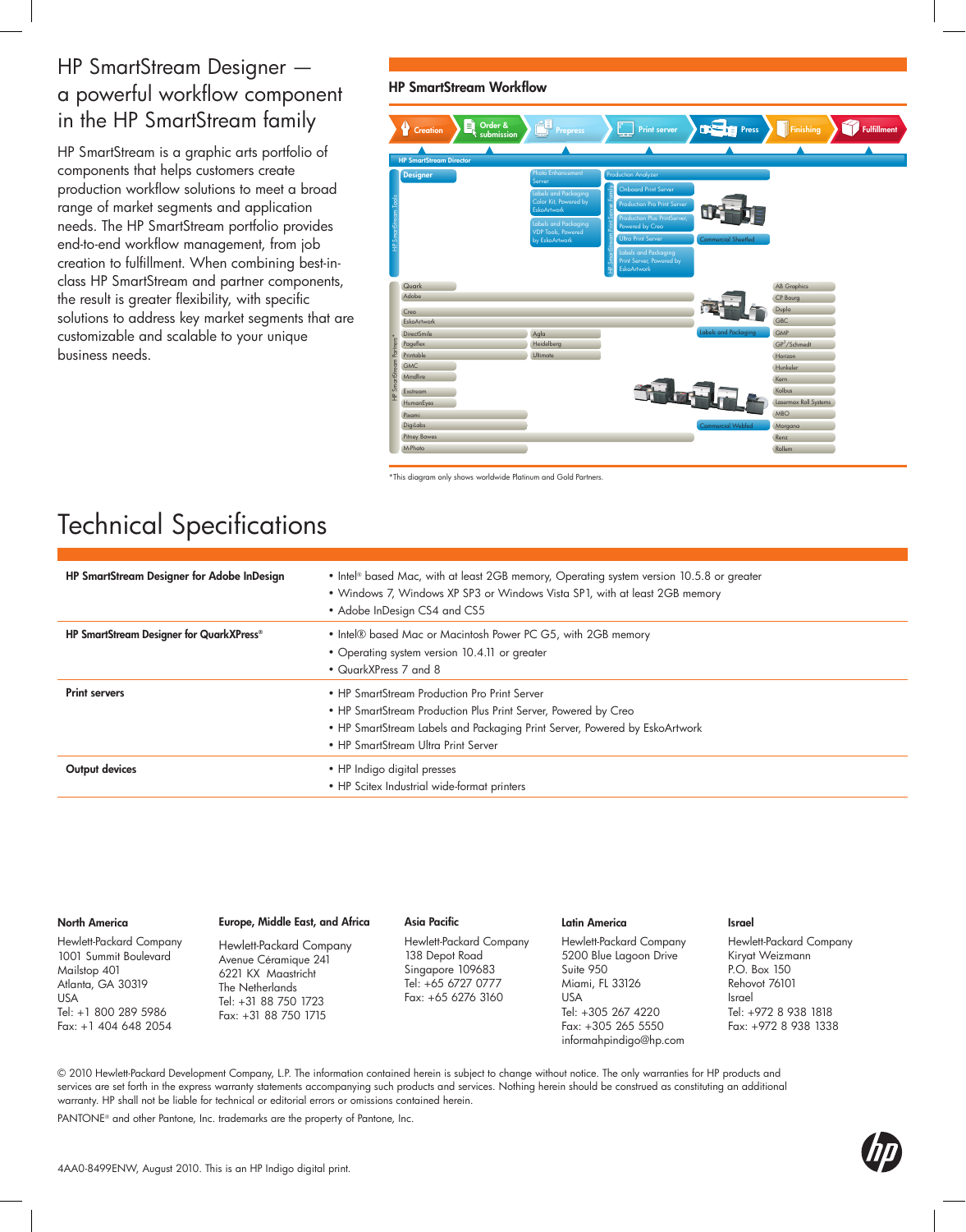# HP SmartStream Designer — a powerful workflow component in the HP SmartStream family

HP SmartStream is a graphic arts portfolio of components that helps customers create production workflow solutions to meet a broad range of market segments and application needs. The HP SmartStream portfolio provides end-to-end workflow management, from job creation to fulfillment. When combining best-in-class HP SmartStream and partner components, the result is greater flexibility, with specific solutions to address key market segments that are customizable and scalable to your unique business needs.

## HP SmartStream Workflow

Creation
Order & submission
Prepress
Print server
Press
Finishing
Fulfillment

HP SmartStream Director

HP SmartStream Tools
Designer
Photo Enhancement Server
Labels and Packaging Color Kit, Powered by EskoArtwork
Labels and Packaging VDP Tools, Powered by EskoArtwork
Production Analyzer
HP SmartStream Print Server Family
Onboard Print Server
Production Pro Print Server
Production Plus PrintServer, Powered by Creo
Ultra Print Server
Labels and Packaging Print Server, Powered by EskoArtwork
Commercial Sheetfed

HP SmartStream Partners*
Quark
Adobe
Creo
EskoArtwork
DirectSmile
Pageflex
Printable
GMC
Mindfire
Exstream
HumanEyes
Pixami
DigiLabs
Pitney Bowes
M-Photo
Agfa
Heidelberg
Ultimate
Labels and Packaging
Commercial Webfed
AB Graphics
CP Bourg
Duplo
GBC
GMP
GP[2]/Schmedt
Horizon
Hunkeler
Kern
Kolbus
Lasermax Roll Systems
MBO
Morgana
Renz
Rollem

*This diagram only shows worldwide Platinum and Gold Partners.

# Technical Specifications

| | |
|---|---|
| **HP SmartStream Designer for Adobe InDesign** | • Intel® based Mac, with at least 2GB memory, Operating system version 10.5.8 or greater<br>• Windows 7, Windows XP SP3 or Windows Vista SP1, with at least 2GB memory<br>• Adobe InDesign CS4 and CS5 |
| **HP SmartStream Designer for QuarkXPress®** | • Intel® based Mac or Macintosh Power PC G5, with 2GB memory<br>• Operating system version 10.4.11 or greater<br>• QuarkXPress 7 and 8 |
| **Print servers** | • HP SmartStream Production Pro Print Server<br>• HP SmartStream Production Plus Print Server, Powered by Creo<br>• HP SmartStream Labels and Packaging Print Server, Powered by EskoArtwork<br>• HP SmartStream Ultra Print Server |
| **Output devices** | • HP Indigo digital presses<br>• HP Scitex Industrial wide-format printers |

**North America**
Hewlett-Packard Company
1001 Summit Boulevard
Mailstop 401
Atlanta, GA 30319
USA
Tel: +1 800 289 5986
Fax: +1 404 648 2054

**Europe, Middle East, and Africa**
Hewlett-Packard Company
Avenue Céramique 241
6221 KX Maastricht
The Netherlands
Tel: +31 88 750 1723
Fax: +31 88 750 1715

**Asia Pacific**
Hewlett-Packard Company
138 Depot Road
Singapore 109683
Tel: +65 6727 0777
Fax: +65 6276 3160

**Latin America**
Hewlett-Packard Company
5200 Blue Lagoon Drive
Suite 950
Miami, FL 33126
USA
Tel: +305 267 4220
Fax: +305 265 5550
informahpindigo@hp.com

**Israel**
Hewlett-Packard Company
Kiryat Weizmann
P.O. Box 150
Rehovot 76101
Israel
Tel: +972 8 938 1818
Fax: +972 8 938 1338

© 2010 Hewlett-Packard Development Company, L.P. The information contained herein is subject to change without notice. The only warranties for HP products and services are set forth in the express warranty statements accompanying such products and services. Nothing herein should be construed as constituting an additional warranty. HP shall not be liable for technical or editorial errors or omissions contained herein.

PANTONE® and other Pantone, Inc. trademarks are the property of Pantone, Inc.

4AA0-8499ENW, August 2010. This is an HP Indigo digital print.